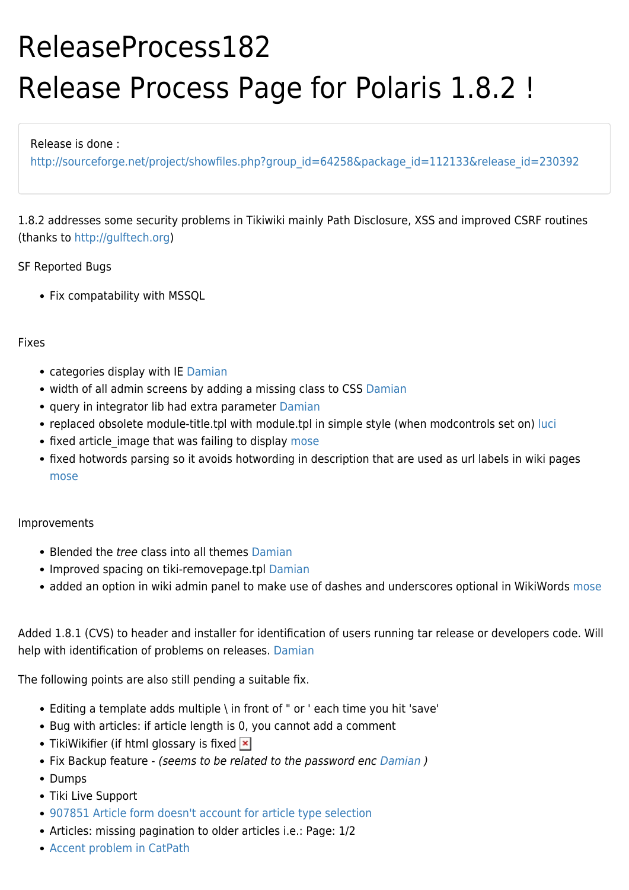# ReleaseProcess182

# Release Process Page for Polaris 1.8.2 !

Release is done : http://sourceforge.net/project/showfiles.php?group_id=64258&package_id=112133&release_id=230392

1.8.2 addresses some security problems in Tikiwiki mainly Path Disclosure, XSS and improved CSRF routines (thanks to http://gulftech.org)

SF Reported Bugs

- Fix compatability with MSSQL

Fixes

- categories display with IE Damian
- width of all admin screens by adding a missing class to CSS Damian
- query in integrator lib had extra parameter Damian
- replaced obsolete module-title.tpl with module.tpl in simple style (when modcontrols set on) luci
- fixed article_image that was failing to display mose
- fixed hotwords parsing so it avoids hotwording in description that are used as url labels in wiki pages mose

Improvements

- Blended the *tree* class into all themes Damian
- Improved spacing on tiki-removepage.tpl Damian
- added an option in wiki admin panel to make use of dashes and underscores optional in WikiWords mose

Added 1.8.1 (CVS) to header and installer for identification of users running tar release or developers code. Will help with identification of problems on releases. Damian

The following points are also still pending a suitable fix.

- Editing a template adds multiple \ in front of " or ' each time you hit 'save'
- Bug with articles: if article length is 0, you cannot add a comment
- TikiWikifier (if html glossary is fixed
- Fix Backup feature - *(seems to be related to the password enc Damian )*
- Dumps
- Tiki Live Support
- 907851 Article form doesn't account for article type selection
- Articles: missing pagination to older articles i.e.: Page: 1/2
- Accent problem in CatPath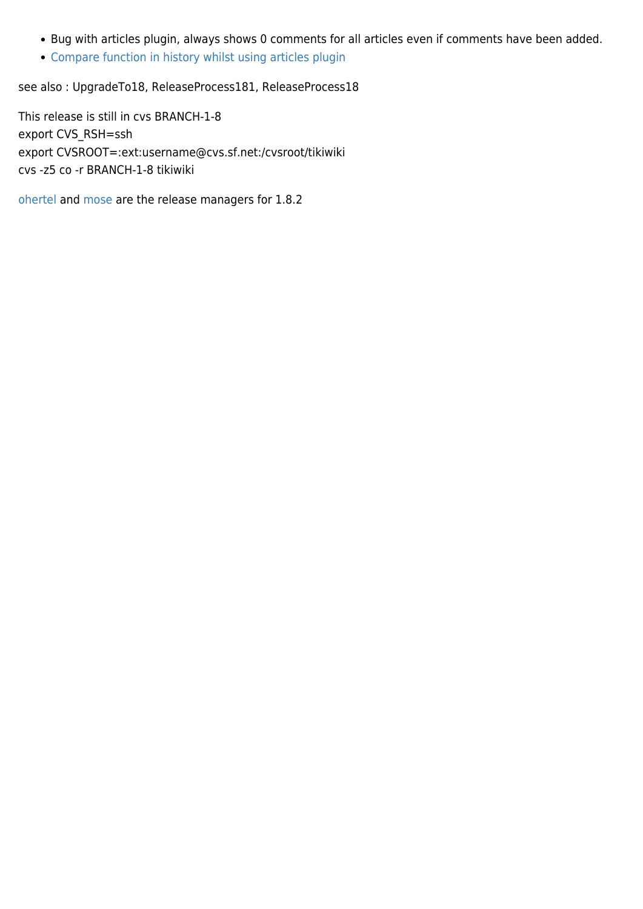- Bug with articles plugin, always shows 0 comments for all articles even if comments have been added.
- Compare function in history whilst using articles plugin

see also : UpgradeTo18, ReleaseProcess181, ReleaseProcess18

This release is still in cvs BRANCH-1-8
export CVS_RSH=ssh
export CVSROOT=:ext:username@cvs.sf.net:/cvsroot/tikiwiki
cvs -z5 co -r BRANCH-1-8 tikiwiki

ohertel and mose are the release managers for 1.8.2